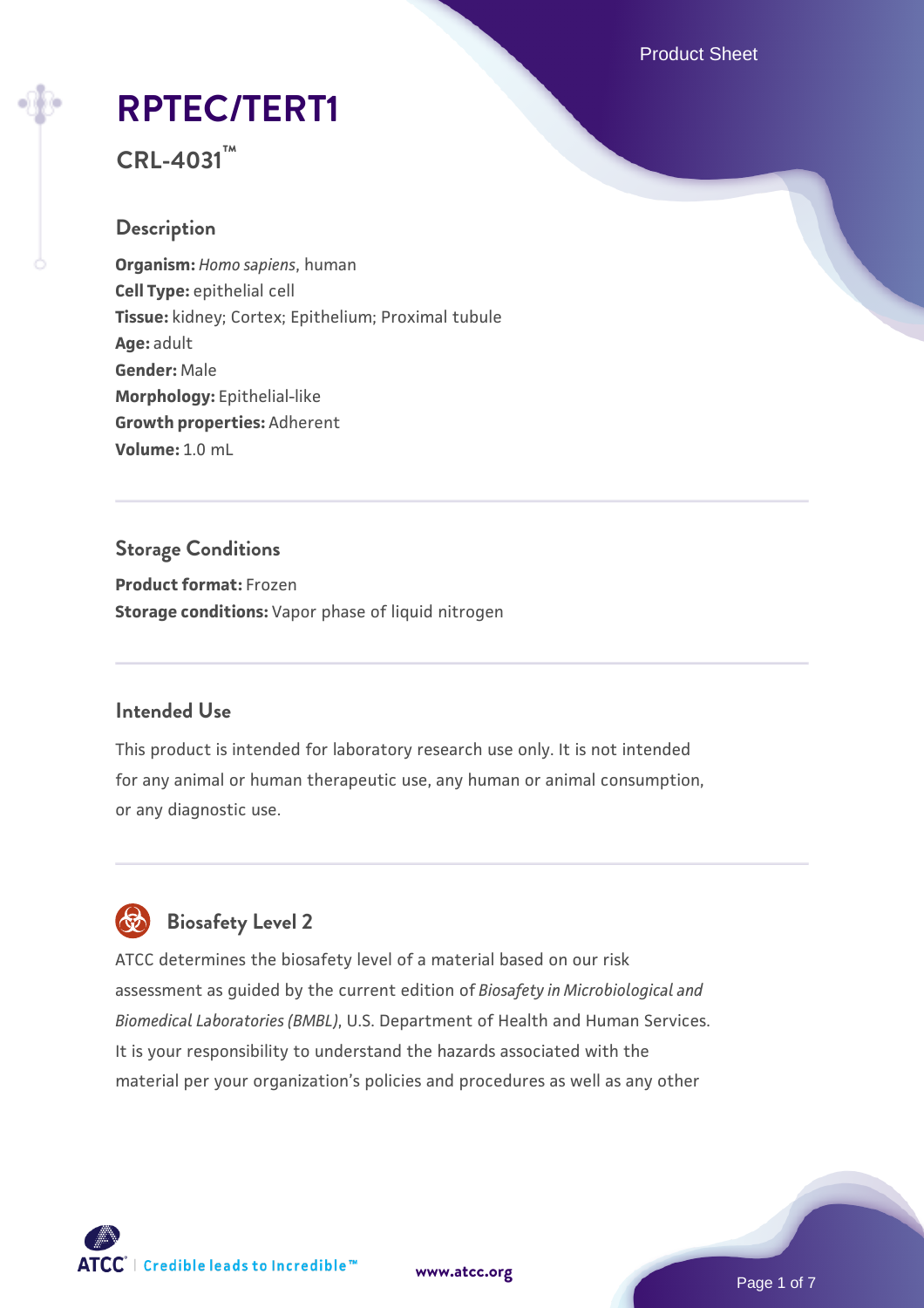# RPTEC/TERT1

## CRL-4031™

### Description

**Organism:** *Homo sapiens*, human
**Cell Type:** epithelial cell
**Tissue:** kidney; Cortex; Epithelium; Proximal tubule
**Age:** adult
**Gender:** Male
**Morphology:** Epithelial-like
**Growth properties:** Adherent
**Volume:** 1.0 mL

### Storage Conditions

**Product format:** Frozen
**Storage conditions:** Vapor phase of liquid nitrogen

### Intended Use

This product is intended for laboratory research use only. It is not intended for any animal or human therapeutic use, any human or animal consumption, or any diagnostic use.

### Biosafety Level 2

ATCC determines the biosafety level of a material based on our risk assessment as guided by the current edition of *Biosafety in Microbiological and Biomedical Laboratories (BMBL)*, U.S. Department of Health and Human Services. It is your responsibility to understand the hazards associated with the material per your organization's policies and procedures as well as any other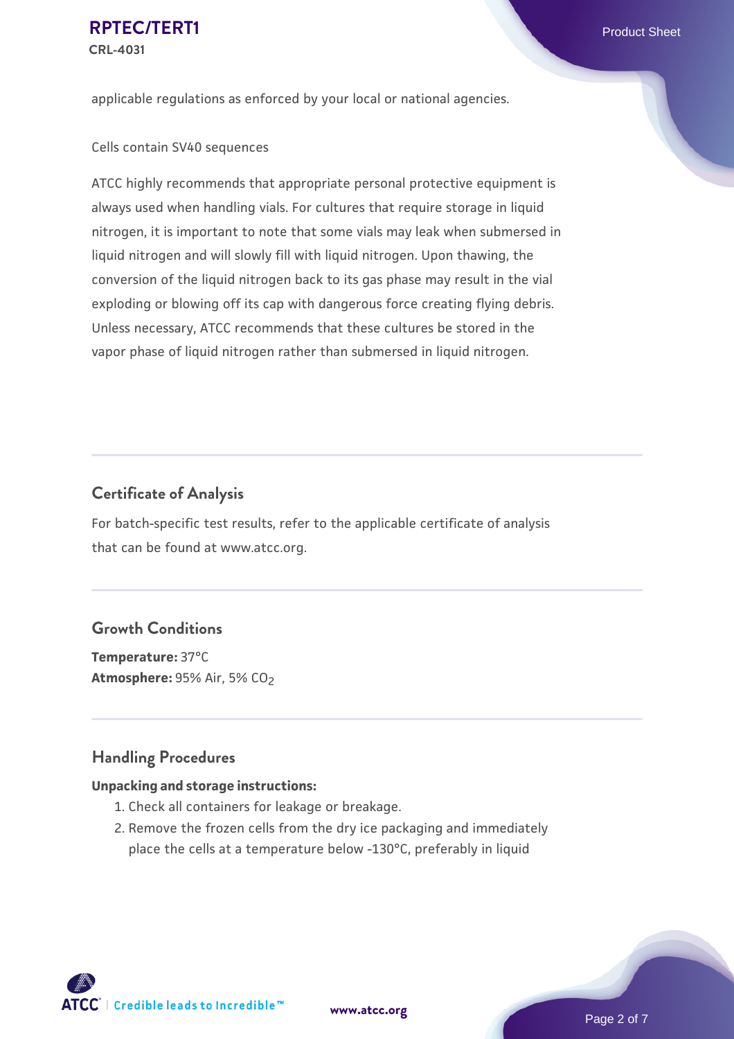applicable regulations as enforced by your local or national agencies.

Cells contain SV40 sequences

ATCC highly recommends that appropriate personal protective equipment is always used when handling vials. For cultures that require storage in liquid nitrogen, it is important to note that some vials may leak when submersed in liquid nitrogen and will slowly fill with liquid nitrogen. Upon thawing, the conversion of the liquid nitrogen back to its gas phase may result in the vial exploding or blowing off its cap with dangerous force creating flying debris. Unless necessary, ATCC recommends that these cultures be stored in the vapor phase of liquid nitrogen rather than submersed in liquid nitrogen.

## Certificate of Analysis

For batch-specific test results, refer to the applicable certificate of analysis that can be found at www.atcc.org.

## Growth Conditions

**Temperature:** 37°C
**Atmosphere:** 95% Air, 5% $CO_2$

## Handling Procedures

**Unpacking and storage instructions:**

1. Check all containers for leakage or breakage.
2. Remove the frozen cells from the dry ice packaging and immediately place the cells at a temperature below -130°C, preferably in liquid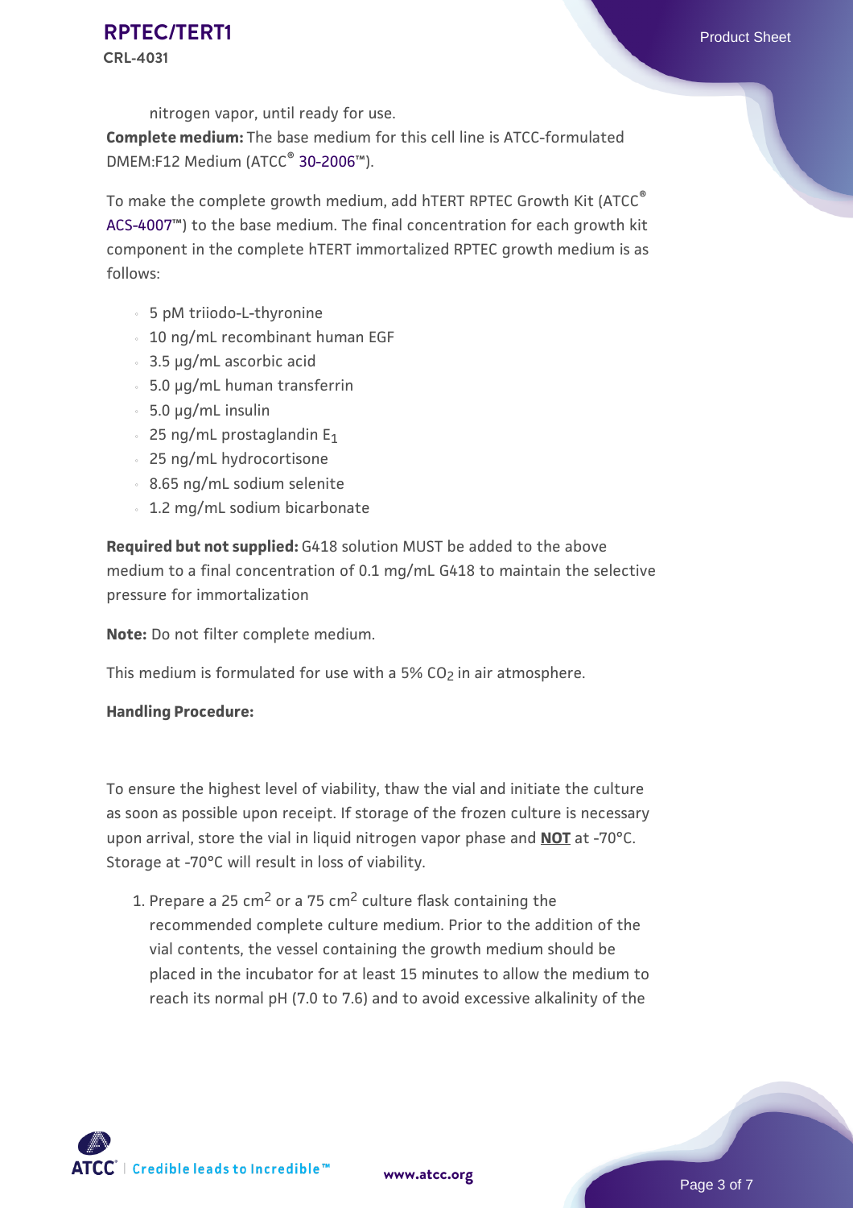nitrogen vapor, until ready for use.

**Complete medium:** The base medium for this cell line is ATCC-formulated DMEM:F12 Medium (ATCC® 30-2006™).

To make the complete growth medium, add hTERT RPTEC Growth Kit (ATCC® ACS-4007™) to the base medium. The final concentration for each growth kit component in the complete hTERT immortalized RPTEC growth medium is as follows:

- 5 pM triiodo-L-thyronine
- 10 ng/mL recombinant human EGF
- 3.5 µg/mL ascorbic acid
- 5.0 µg/mL human transferrin
- 5.0 µg/mL insulin
- 25 ng/mL prostaglandin $E_1$
- 25 ng/mL hydrocortisone
- 8.65 ng/mL sodium selenite
- 1.2 mg/mL sodium bicarbonate

**Required but not supplied:** G418 solution MUST be added to the above medium to a final concentration of 0.1 mg/mL G418 to maintain the selective pressure for immortalization

**Note:** Do not filter complete medium.

This medium is formulated for use with a 5% $CO_2$ in air atmosphere.

**Handling Procedure:**

To ensure the highest level of viability, thaw the vial and initiate the culture as soon as possible upon receipt. If storage of the frozen culture is necessary upon arrival, store the vial in liquid nitrogen vapor phase and **NOT** at -70°C. Storage at -70°C will result in loss of viability.

1. Prepare a 25 $cm^2$ or a 75 $cm^2$ culture flask containing the recommended complete culture medium. Prior to the addition of the vial contents, the vessel containing the growth medium should be placed in the incubator for at least 15 minutes to allow the medium to reach its normal pH (7.0 to 7.6) and to avoid excessive alkalinity of the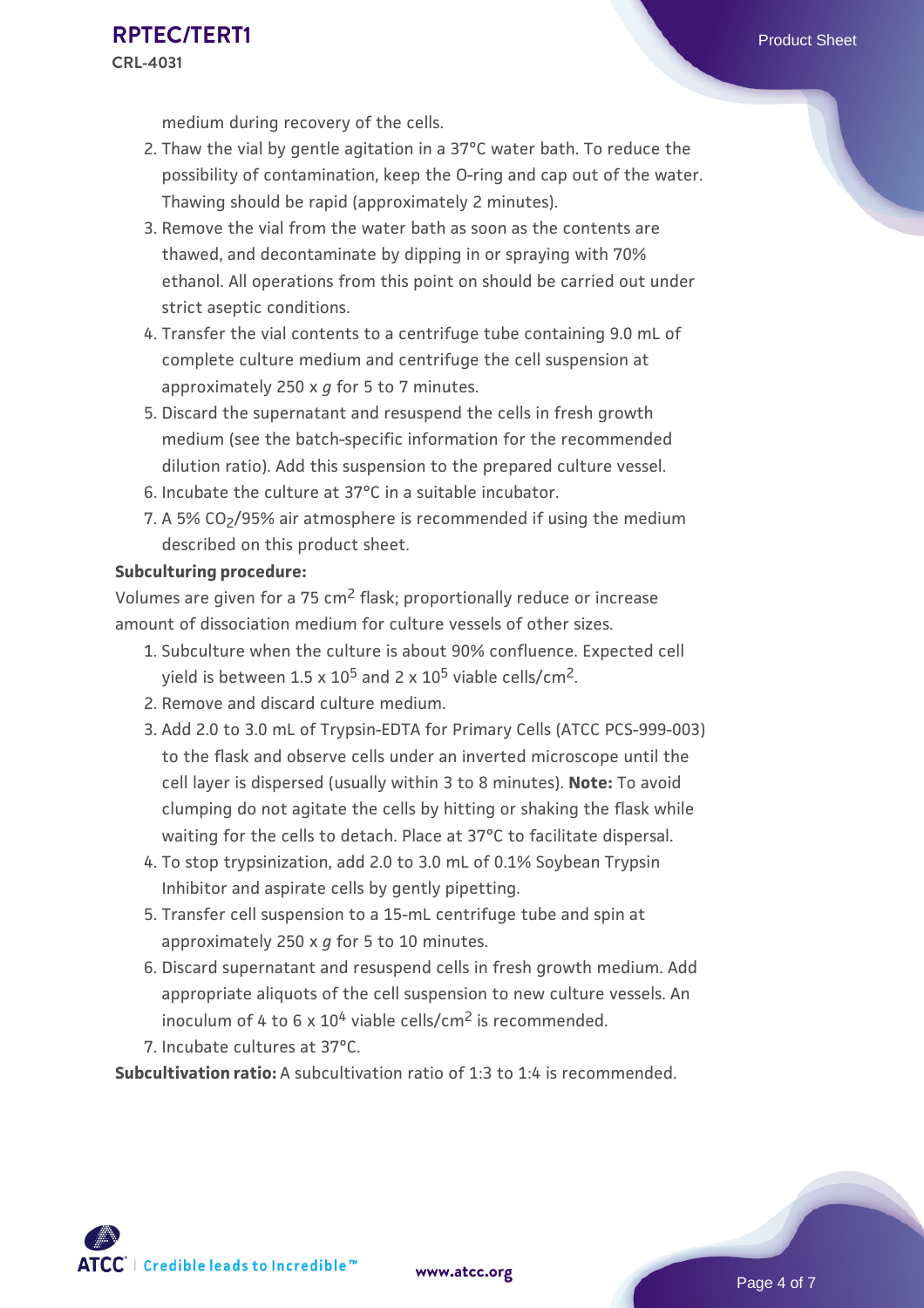medium during recovery of the cells.

2. Thaw the vial by gentle agitation in a 37°C water bath. To reduce the possibility of contamination, keep the O-ring and cap out of the water. Thawing should be rapid (approximately 2 minutes).
3. Remove the vial from the water bath as soon as the contents are thawed, and decontaminate by dipping in or spraying with 70% ethanol. All operations from this point on should be carried out under strict aseptic conditions.
4. Transfer the vial contents to a centrifuge tube containing 9.0 mL of complete culture medium and centrifuge the cell suspension at approximately 250 x *g* for 5 to 7 minutes.
5. Discard the supernatant and resuspend the cells in fresh growth medium (see the batch-specific information for the recommended dilution ratio). Add this suspension to the prepared culture vessel.
6. Incubate the culture at 37°C in a suitable incubator.
7. A 5% $CO_2$/95% air atmosphere is recommended if using the medium described on this product sheet.

**Subculturing procedure:**

Volumes are given for a 75 $cm^2$ flask; proportionally reduce or increase amount of dissociation medium for culture vessels of other sizes.

1. Subculture when the culture is about 90% confluence. Expected cell yield is between $1.5 \times 10^5$ and $2 \times 10^5$ viable cells/$cm^2$.
2. Remove and discard culture medium.
3. Add 2.0 to 3.0 mL of Trypsin-EDTA for Primary Cells (ATCC PCS-999-003) to the flask and observe cells under an inverted microscope until the cell layer is dispersed (usually within 3 to 8 minutes). **Note:** To avoid clumping do not agitate the cells by hitting or shaking the flask while waiting for the cells to detach. Place at 37°C to facilitate dispersal.
4. To stop trypsinization, add 2.0 to 3.0 mL of 0.1% Soybean Trypsin Inhibitor and aspirate cells by gently pipetting.
5. Transfer cell suspension to a 15-mL centrifuge tube and spin at approximately 250 x *g* for 5 to 10 minutes.
6. Discard supernatant and resuspend cells in fresh growth medium. Add appropriate aliquots of the cell suspension to new culture vessels. An inoculum of 4 to $6 \times 10^4$ viable cells/$cm^2$ is recommended.
7. Incubate cultures at 37°C.

**Subcultivation ratio:** A subcultivation ratio of 1:3 to 1:4 is recommended.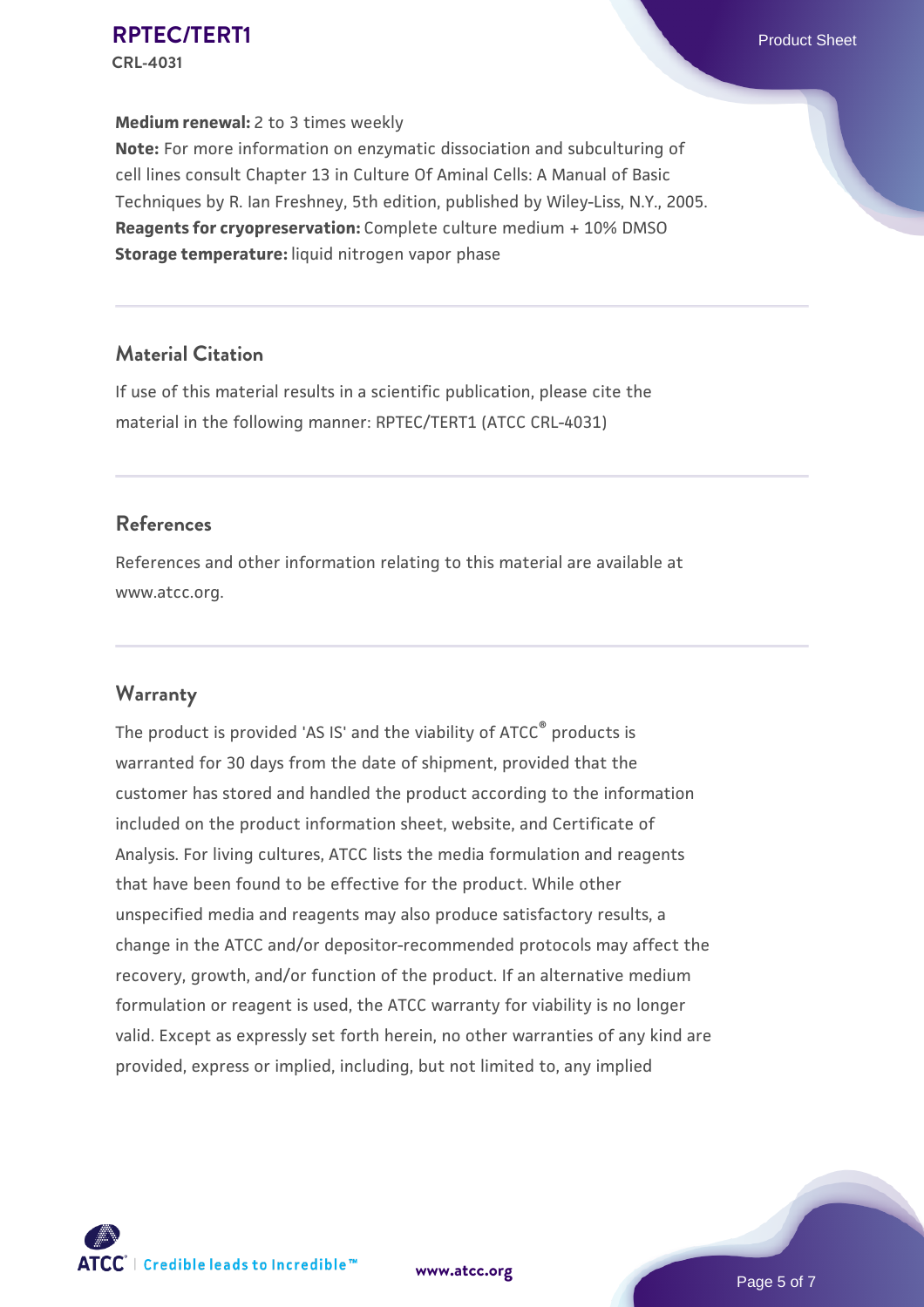**Medium renewal:** 2 to 3 times weekly

**Note:** For more information on enzymatic dissociation and subculturing of cell lines consult Chapter 13 in Culture Of Aminal Cells: A Manual of Basic Techniques by R. Ian Freshney, 5th edition, published by Wiley-Liss, N.Y., 2005.

**Reagents for cryopreservation:** Complete culture medium + 10% DMSO

**Storage temperature:** liquid nitrogen vapor phase

## Material Citation

If use of this material results in a scientific publication, please cite the material in the following manner: RPTEC/TERT1 (ATCC CRL-4031)

## References

References and other information relating to this material are available at www.atcc.org.

## Warranty

The product is provided 'AS IS' and the viability of ATCC® products is warranted for 30 days from the date of shipment, provided that the customer has stored and handled the product according to the information included on the product information sheet, website, and Certificate of Analysis. For living cultures, ATCC lists the media formulation and reagents that have been found to be effective for the product. While other unspecified media and reagents may also produce satisfactory results, a change in the ATCC and/or depositor-recommended protocols may affect the recovery, growth, and/or function of the product. If an alternative medium formulation or reagent is used, the ATCC warranty for viability is no longer valid. Except as expressly set forth herein, no other warranties of any kind are provided, express or implied, including, but not limited to, any implied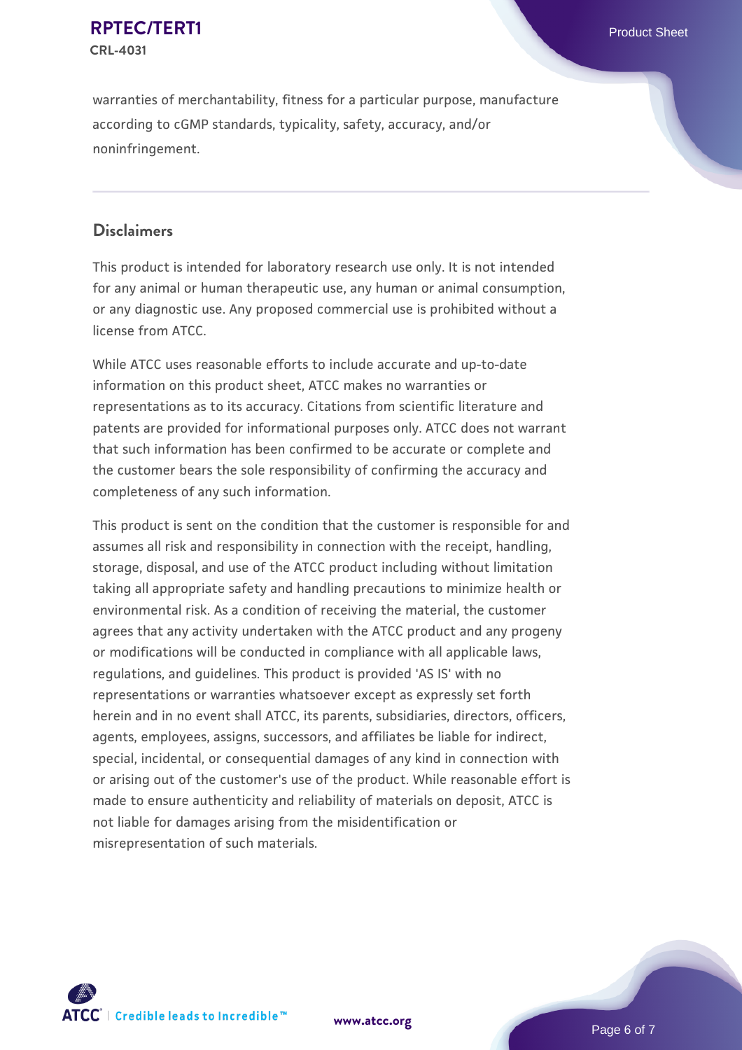warranties of merchantability, fitness for a particular purpose, manufacture according to cGMP standards, typicality, safety, accuracy, and/or noninfringement.

## Disclaimers

This product is intended for laboratory research use only. It is not intended for any animal or human therapeutic use, any human or animal consumption, or any diagnostic use. Any proposed commercial use is prohibited without a license from ATCC.

While ATCC uses reasonable efforts to include accurate and up-to-date information on this product sheet, ATCC makes no warranties or representations as to its accuracy. Citations from scientific literature and patents are provided for informational purposes only. ATCC does not warrant that such information has been confirmed to be accurate or complete and the customer bears the sole responsibility of confirming the accuracy and completeness of any such information.

This product is sent on the condition that the customer is responsible for and assumes all risk and responsibility in connection with the receipt, handling, storage, disposal, and use of the ATCC product including without limitation taking all appropriate safety and handling precautions to minimize health or environmental risk. As a condition of receiving the material, the customer agrees that any activity undertaken with the ATCC product and any progeny or modifications will be conducted in compliance with all applicable laws, regulations, and guidelines. This product is provided 'AS IS' with no representations or warranties whatsoever except as expressly set forth herein and in no event shall ATCC, its parents, subsidiaries, directors, officers, agents, employees, assigns, successors, and affiliates be liable for indirect, special, incidental, or consequential damages of any kind in connection with or arising out of the customer's use of the product. While reasonable effort is made to ensure authenticity and reliability of materials on deposit, ATCC is not liable for damages arising from the misidentification or misrepresentation of such materials.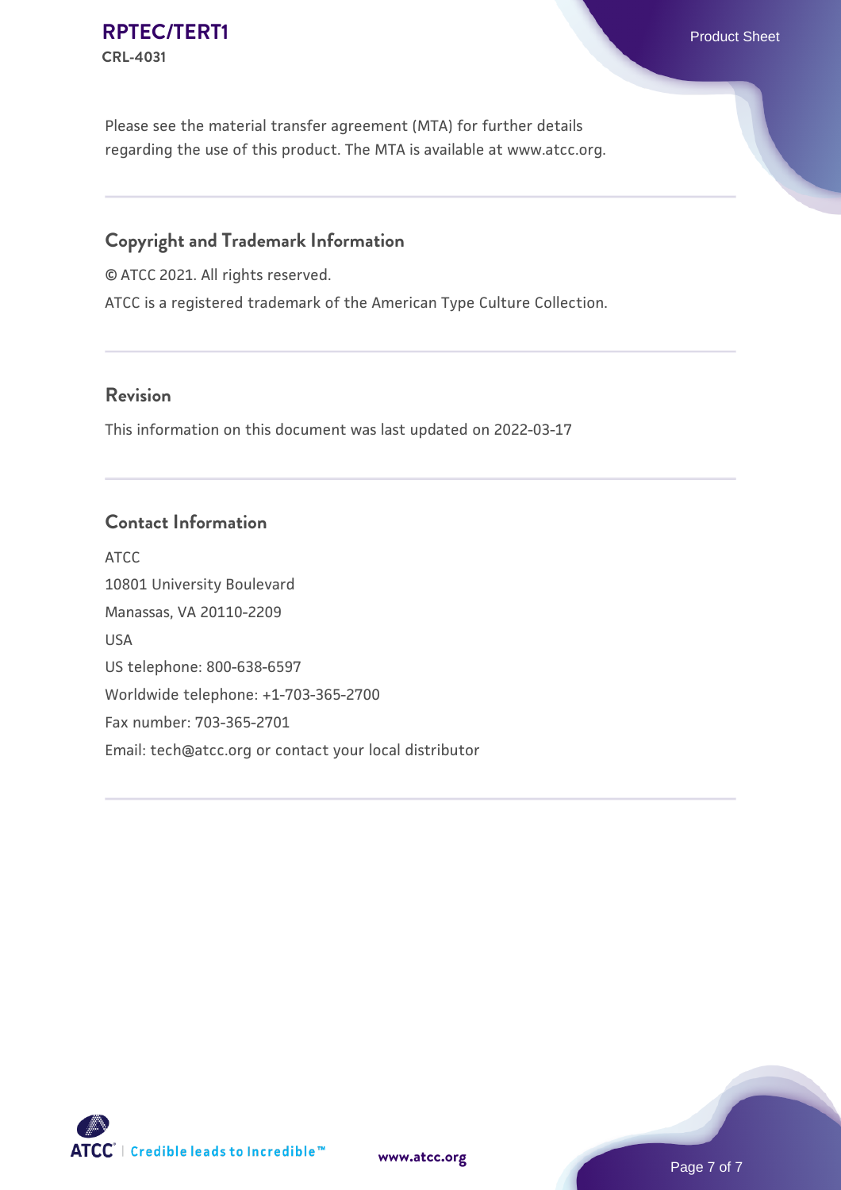Please see the material transfer agreement (MTA) for further details regarding the use of this product. The MTA is available at www.atcc.org.

## Copyright and Trademark Information

© ATCC 2021. All rights reserved.

ATCC is a registered trademark of the American Type Culture Collection.

## Revision

This information on this document was last updated on 2022-03-17

## Contact Information

ATCC
10801 University Boulevard
Manassas, VA 20110-2209
USA
US telephone: 800-638-6597
Worldwide telephone: +1-703-365-2700
Fax number: 703-365-2701
Email: tech@atcc.org or contact your local distributor